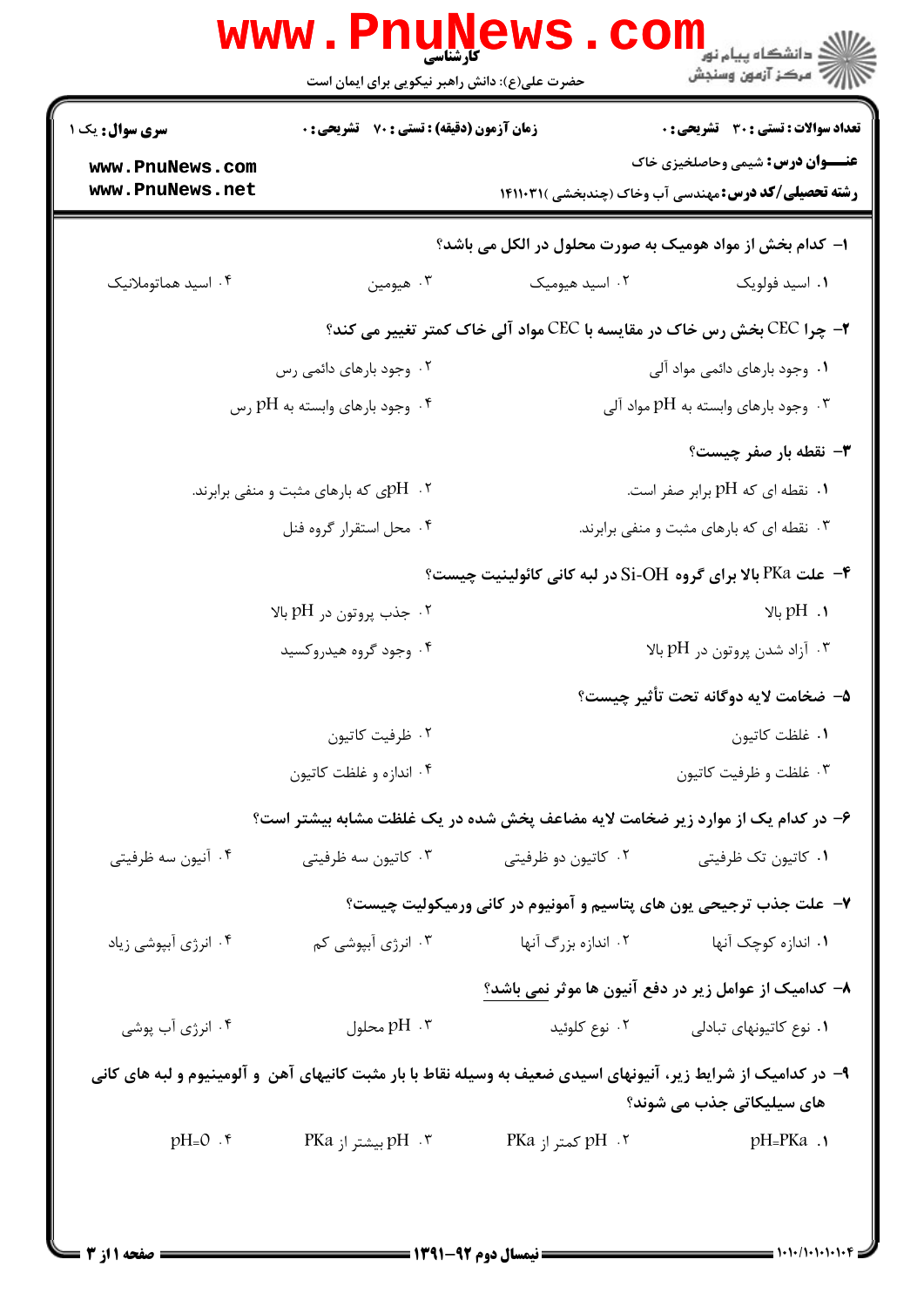کارشناسی

حضرت علی(ع): دانش راهبر نیکویی برای ایمان است

دانشگاه پیام نور
مرکز آزمون وسنجش

**سری سوال:** یک ۱

**زمان آزمون (دقیقه) : تستی : ۷۰ تشریحی : ۰**

**تعداد سوالات : تستی : ۳۰ تشریحی : ۰**

**عنـــوان درس:** شیمی وحاصلخیزی خاک

**رشته تحصیلی/کد درس:** مهندسی آب وخاک (چندبخشی )۱۴۱۱۰۳۱

**۱- کدام بخش از مواد هومیک به صورت محلول در الکل می باشد؟**

۱. اسید فولویک
۲. اسید هیومیک
۳. هیومین
۴. اسید هماتوملانیک

**۲- چرا CEC بخش رس خاک در مقایسه با CEC مواد آلی خاک کمتر تغییر می کند؟**

۱. وجود بارهای دائمی مواد آلی
۲. وجود بارهای دائمی رس
۳. وجود بارهای وابسته به pH مواد آلی
۴. وجود بارهای وابسته به pH رس

**۳- نقطه بار صفر چیست؟**

۱. نقطه ای که pH برابر صفر است.
۲. pHی که بارهای مثبت و منفی برابرند.
۳. نقطه ای که بارهای مثبت و منفی برابرند.
۴. محل استقرار گروه فنل

**۴- علت PKa بالا برای گروه Si-OH در لبه کانی کائولینیت چیست؟**

۱. pH بالا
۲. جذب پروتون در pH بالا
۳. آزاد شدن پروتون در pH بالا
۴. وجود گروه هیدروکسید

**۵- ضخامت لایه دوگانه تحت تأثیر چیست؟**

۱. غلظت کاتیون
۲. ظرفیت کاتیون
۳. غلظت و ظرفیت کاتیون
۴. اندازه و غلظت کاتیون

**۶- در کدام یک از موارد زیر ضخامت لایه مضاعف پخش شده در یک غلظت مشابه بیشتر است؟**

۱. کاتیون تک ظرفیتی
۲. کاتیون دو ظرفیتی
۳. کاتیون سه ظرفیتی
۴. آنیون سه ظرفیتی

**۷- علت جذب ترجیحی یون های پتاسیم و آمونیوم در کانی ورمیکولیت چیست؟**

۱. اندازه کوچک آنها
۲. اندازه بزرگ آنها
۳. انرژی آبپوشی کم
۴. انرژی آبپوشی زیاد

**۸- کدامیک از عوامل زیر در دفع آنیون ها موثر نمی باشد؟**

۱. نوع کاتیونهای تبادلی
۲. نوع کلوئید
۳. pH محلول
۴. انرژی آب پوشی

**۹- در کدامیک از شرایط زیر، آنیونهای اسیدی ضعیف به وسیله نقاط با بار مثبت کانیهای آهن و آلومینیوم و لبه های کانی های سیلیکاتی جذب می شوند؟**

۱. pH=PKa
۲. pH کمتر از PKa
۳. pH بیشتر از PKa
۴. pH=0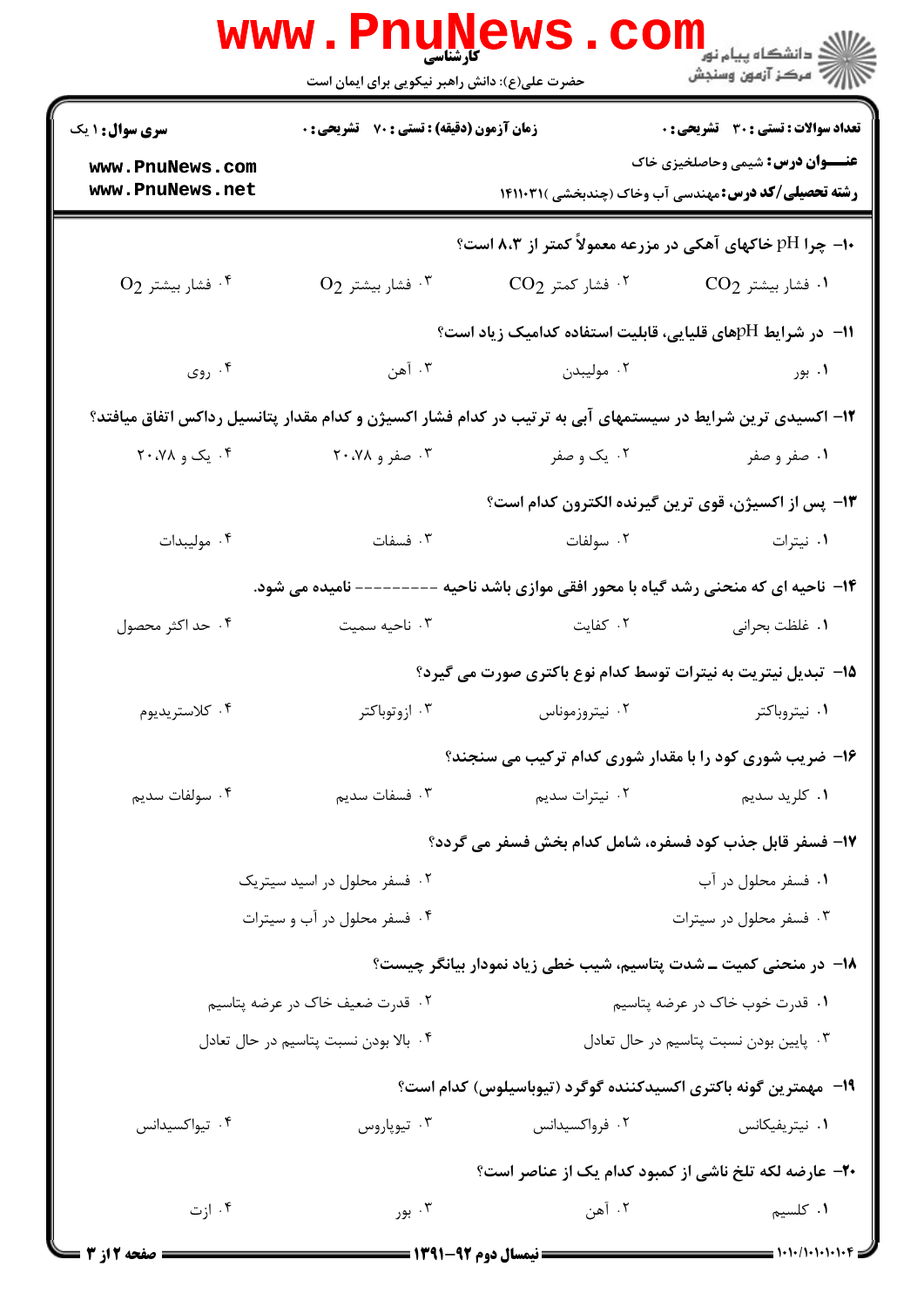**سری سوال:** ۱ یک

**زمان آزمون (دقیقه) : تستی : ۷۰ تشریحی : ۰**

**تعداد سوالات : تستی : ۳۰ تشریحی : ۰**

**عنـــوان درس:** شیمی وحاصلخیزی خاک

**رشته تحصیلی/کد درس:** مهندسی آب وخاک (چندبخشی )۱۴۱۱۰۳۱

---

۱۰- چرا pH خاکهای آهکی در مزرعه معمولاً کمتر از ۸.۳ است؟

۱. فشار بیشتر $CO_2$
۲. فشار کمتر $CO_2$
۳. فشار بیشتر $O_2$
۴. فشار بیشتر $O_2$

۱۱- در شرایط pHهای قلیایی، قابلیت استفاده کدامیک زیاد است؟

۱. بور
۲. مولیبدن
۳. آهن
۴. روی

۱۲- اکسیدی ترین شرایط در سیستمهای آبی به ترتیب در کدام فشار اکسیژن و کدام مقدار پتانسیل رداکس اتفاق میافتد؟

۱. صفر و صفر
۲. یک و صفر
۳. صفر و ۲۰.۷۸
۴. یک و ۲۰.۷۸

۱۳- پس از اکسیژن، قوی ترین گیرنده الکترون کدام است؟

۱. نیترات
۲. سولفات
۳. فسفات
۴. مولیبدات

۱۴- ناحیه ای که منحنی رشد گیاه با محور افقی موازی باشد ناحیه --------- نامیده می شود.

۱. غلظت بحرانی
۲. کفایت
۳. ناحیه سمیت
۴. حد اکثر محصول

۱۵- تبدیل نیتریت به نیترات توسط کدام نوع باکتری صورت می گیرد؟

۱. نیتروباکتر
۲. نیتروزموناس
۳. ازوتوباکتر
۴. کلاستریدیوم

۱۶- ضریب شوری کود را با مقدار شوری کدام ترکیب می سنجند؟

۱. کلرید سدیم
۲. نیترات سدیم
۳. فسفات سدیم
۴. سولفات سدیم

۱۷- فسفر قابل جذب کود فسفره، شامل کدام بخش فسفر می گردد؟

۱. فسفر محلول در آب
۲. فسفر محلول در اسید سیتریک
۳. فسفر محلول در سیترات
۴. فسفر محلول در آب و سیترات

۱۸- در منحنی کمیت ــ شدت پتاسیم، شیب خطی زیاد نمودار بیانگر چیست؟

۱. قدرت خوب خاک در عرضه پتاسیم
۲. قدرت ضعیف خاک در عرضه پتاسیم
۳. پایین بودن نسبت پتاسیم در حال تعادل
۴. بالا بودن نسبت پتاسیم در حال تعادل

۱۹- مهمترین گونه باکتری اکسیدکننده گوگرد (تیوباسیلوس) کدام است؟

۱. نیتریفیکانس
۲. فرواکسیدانس
۳. تیوپاروس
۴. تیواکسیدانس

۲۰- عارضه لکه تلخ ناشی از کمبود کدام یک از عناصر است؟

۱. کلسیم
۲. آهن
۳. بور
۴. ازت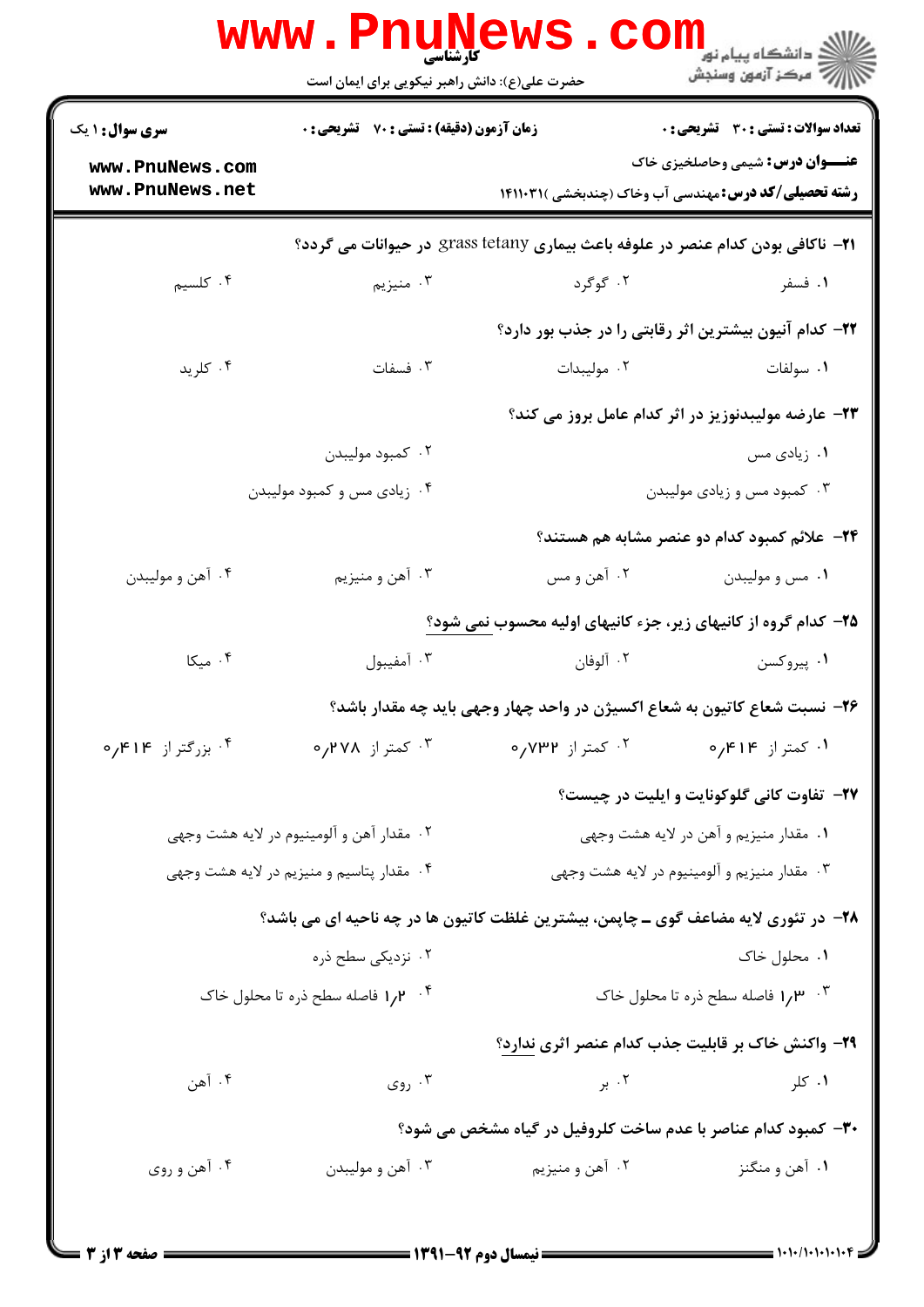۲۱- ناکافی بودن کدام عنصر در علوفه باعث بیماری grass tetany در حیوانات می گردد؟

۱. فسفر
۲. گوگرد
۳. منیزیم
۴. کلسیم

۲۲- کدام آنیون بیشترین اثر رقابتی را در جذب بور دارد؟

۱. سولفات
۲. مولیبدات
۳. فسفات
۴. کلرید

۲۳- عارضه مولیبدنوزیز در اثر کدام عامل بروز می کند؟

۱. زیادی مس
۲. کمبود مولیبدن
۳. کمبود مس و زیادی مولیبدن
۴. زیادی مس و کمبود مولیبدن

۲۴- علائم کمبود کدام دو عنصر مشابه هم هستند؟

۱. مس و مولیبدن
۲. آهن و مس
۳. آهن و منیزیم
۴. آهن و مولیبدن

۲۵- کدام گروه از کانیهای زیر، جزء کانیهای اولیه محسوب نمی شود؟

۱. پیروکسن
۲. آلوفان
۳. آمفیبول
۴. میکا

۲۶- نسبت شعاع کاتیون به شعاع اکسیژن در واحد چهار وجهی باید چه مقدار باشد؟

۱. کمتر از ۰/۴۱۴
۲. کمتر از ۰/۷۳۲
۳. کمتر از ۰/۲۷۸
۴. بزرگتر از ۰/۴۱۴

۲۷- تفاوت کانی گلوکونایت و ایلیت در چیست؟

۱. مقدار منیزیم و آهن در لایه هشت وجهی
۲. مقدار آهن و آلومینیوم در لایه هشت وجهی
۳. مقدار منیزیم و آلومینیوم در لایه هشت وجهی
۴. مقدار پتاسیم و منیزیم در لایه هشت وجهی

۲۸- در تئوری لایه مضاعف گوی ـ چاپمن، بیشترین غلظت کاتیون ها در چه ناحیه ای می باشد؟

۱. محلول خاک
۲. نزدیکی سطح ذره
۳. ۱/۳ فاصله سطح ذره تا محلول خاک
۴. ۱/۲ فاصله سطح ذره تا محلول خاک

۲۹- واکنش خاک بر قابلیت جذب کدام عنصر اثری ندارد؟

۱. کلر
۲. بر
۳. روی
۴. آهن

۳۰- کمبود کدام عناصر با عدم ساخت کلروفیل در گیاه مشخص می شود؟

۱. آهن و منگنز
۲. آهن و منیزیم
۳. آهن و مولیبدن
۴. آهن و روی